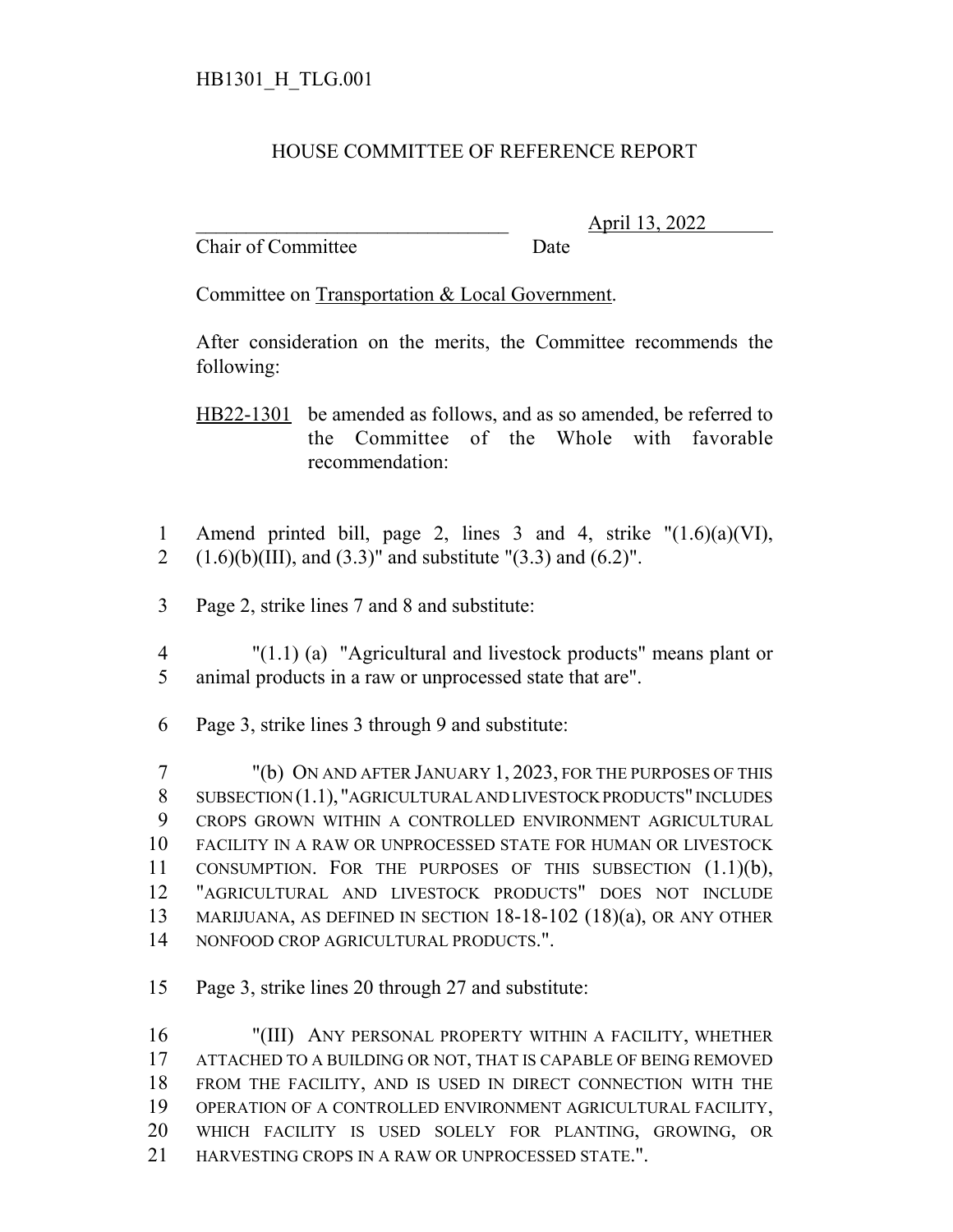HB1301_H_TLG.001

# HOUSE COMMITTEE OF REFERENCE REPORT

________________________________ April 13, 2022
Chair of Committee Date

Committee on Transportation & Local Government.

After consideration on the merits, the Committee recommends the following:

HB22-1301 be amended as follows, and as so amended, be referred to the Committee of the Whole with favorable recommendation:

1 Amend printed bill, page 2, lines 3 and 4, strike "(1.6)(a)(VI),
2 (1.6)(b)(III), and (3.3)" and substitute "(3.3) and (6.2)".

3 Page 2, strike lines 7 and 8 and substitute:

4 "(1.1) (a) "Agricultural and livestock products" means plant or
5 animal products in a raw or unprocessed state that are".

6 Page 3, strike lines 3 through 9 and substitute:

7 "(b) ON AND AFTER JANUARY 1, 2023, FOR THE PURPOSES OF THIS
8 SUBSECTION (1.1), "AGRICULTURAL AND LIVESTOCK PRODUCTS" INCLUDES
9 CROPS GROWN WITHIN A CONTROLLED ENVIRONMENT AGRICULTURAL
10 FACILITY IN A RAW OR UNPROCESSED STATE FOR HUMAN OR LIVESTOCK
11 CONSUMPTION. FOR THE PURPOSES OF THIS SUBSECTION (1.1)(b),
12 "AGRICULTURAL AND LIVESTOCK PRODUCTS" DOES NOT INCLUDE
13 MARIJUANA, AS DEFINED IN SECTION 18-18-102 (18)(a), OR ANY OTHER
14 NONFOOD CROP AGRICULTURAL PRODUCTS.".

15 Page 3, strike lines 20 through 27 and substitute:

16 "(III) ANY PERSONAL PROPERTY WITHIN A FACILITY, WHETHER
17 ATTACHED TO A BUILDING OR NOT, THAT IS CAPABLE OF BEING REMOVED
18 FROM THE FACILITY, AND IS USED IN DIRECT CONNECTION WITH THE
19 OPERATION OF A CONTROLLED ENVIRONMENT AGRICULTURAL FACILITY,
20 WHICH FACILITY IS USED SOLELY FOR PLANTING, GROWING, OR
21 HARVESTING CROPS IN A RAW OR UNPROCESSED STATE.".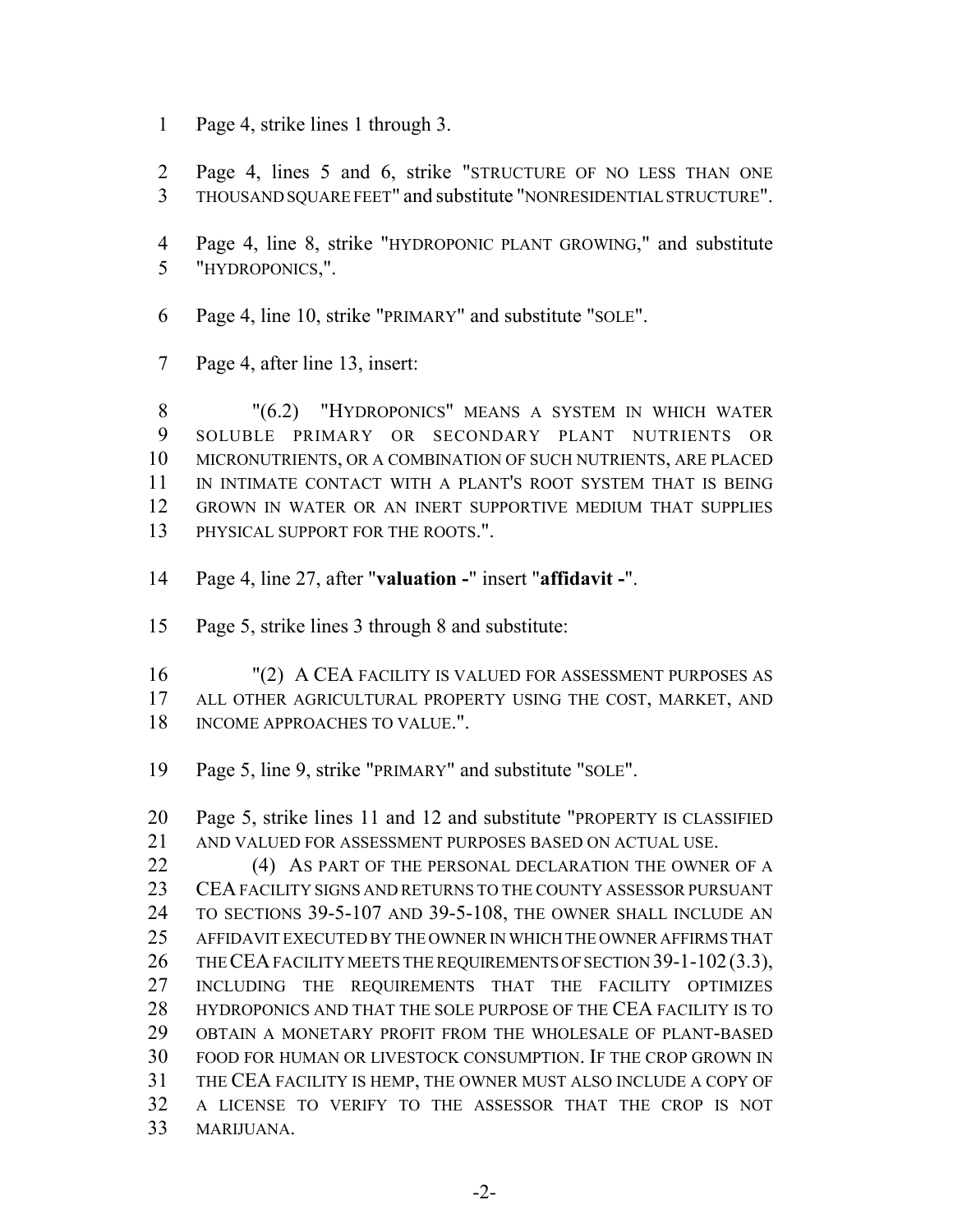Page 4, strike lines 1 through 3.

Page 4, lines 5 and 6, strike "STRUCTURE OF NO LESS THAN ONE THOUSAND SQUARE FEET" and substitute "NONRESIDENTIAL STRUCTURE".

Page 4, line 8, strike "HYDROPONIC PLANT GROWING," and substitute "HYDROPONICS,".

Page 4, line 10, strike "PRIMARY" and substitute "SOLE".

Page 4, after line 13, insert:

"(6.2) "HYDROPONICS" MEANS A SYSTEM IN WHICH WATER SOLUBLE PRIMARY OR SECONDARY PLANT NUTRIENTS OR MICRONUTRIENTS, OR A COMBINATION OF SUCH NUTRIENTS, ARE PLACED IN INTIMATE CONTACT WITH A PLANT'S ROOT SYSTEM THAT IS BEING GROWN IN WATER OR AN INERT SUPPORTIVE MEDIUM THAT SUPPLIES PHYSICAL SUPPORT FOR THE ROOTS.".

Page 4, line 27, after "**valuation -**" insert "**affidavit -**".

Page 5, strike lines 3 through 8 and substitute:

"(2) A CEA FACILITY IS VALUED FOR ASSESSMENT PURPOSES AS ALL OTHER AGRICULTURAL PROPERTY USING THE COST, MARKET, AND INCOME APPROACHES TO VALUE.".

Page 5, line 9, strike "PRIMARY" and substitute "SOLE".

Page 5, strike lines 11 and 12 and substitute "PROPERTY IS CLASSIFIED AND VALUED FOR ASSESSMENT PURPOSES BASED ON ACTUAL USE.

(4) AS PART OF THE PERSONAL DECLARATION THE OWNER OF A CEA FACILITY SIGNS AND RETURNS TO THE COUNTY ASSESSOR PURSUANT TO SECTIONS 39-5-107 AND 39-5-108, THE OWNER SHALL INCLUDE AN AFFIDAVIT EXECUTED BY THE OWNER IN WHICH THE OWNER AFFIRMS THAT THE CEA FACILITY MEETS THE REQUIREMENTS OF SECTION 39-1-102 (3.3), INCLUDING THE REQUIREMENTS THAT THE FACILITY OPTIMIZES HYDROPONICS AND THAT THE SOLE PURPOSE OF THE CEA FACILITY IS TO OBTAIN A MONETARY PROFIT FROM THE WHOLESALE OF PLANT-BASED FOOD FOR HUMAN OR LIVESTOCK CONSUMPTION. IF THE CROP GROWN IN THE CEA FACILITY IS HEMP, THE OWNER MUST ALSO INCLUDE A COPY OF A LICENSE TO VERIFY TO THE ASSESSOR THAT THE CROP IS NOT MARIJUANA.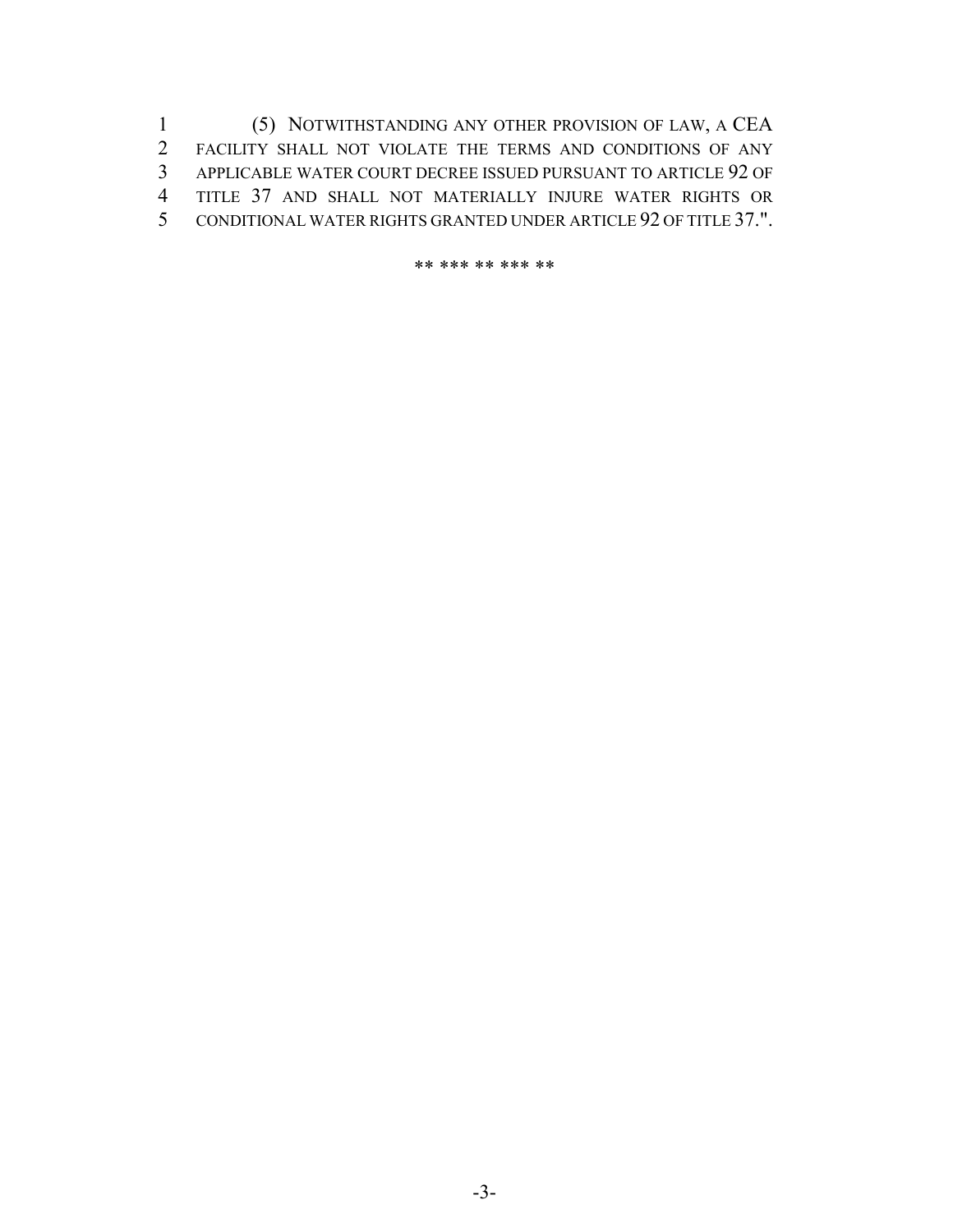(5) NOTWITHSTANDING ANY OTHER PROVISION OF LAW, A CEA FACILITY SHALL NOT VIOLATE THE TERMS AND CONDITIONS OF ANY APPLICABLE WATER COURT DECREE ISSUED PURSUANT TO ARTICLE 92 OF TITLE 37 AND SHALL NOT MATERIALLY INJURE WATER RIGHTS OR CONDITIONAL WATER RIGHTS GRANTED UNDER ARTICLE 92 OF TITLE 37.".

** *** ** *** **